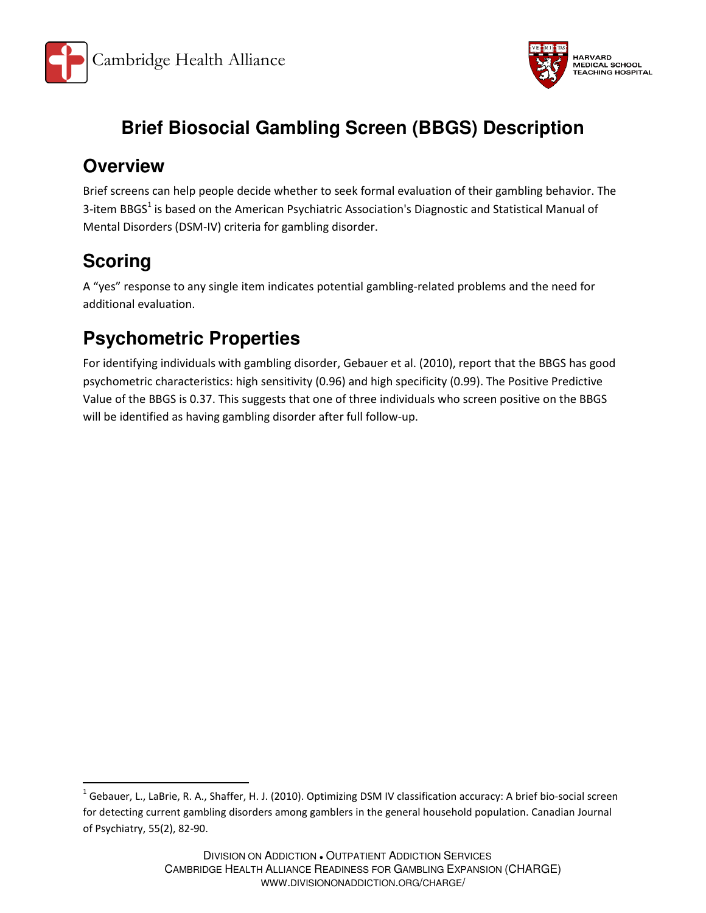Cambridge Health Alliance

HARVARD MEDICAL SCHOOL TEACHING HOSPITAL

# Brief Biosocial Gambling Screen (BBGS) Description

## Overview

Brief screens can help people decide whether to seek formal evaluation of their gambling behavior. The 3-item BBGS[1] is based on the American Psychiatric Association's Diagnostic and Statistical Manual of Mental Disorders (DSM-IV) criteria for gambling disorder.

## Scoring

A "yes" response to any single item indicates potential gambling-related problems and the need for additional evaluation.

## Psychometric Properties

For identifying individuals with gambling disorder, Gebauer et al. (2010), report that the BBGS has good psychometric characteristics: high sensitivity (0.96) and high specificity (0.99). The Positive Predictive Value of the BBGS is 0.37. This suggests that one of three individuals who screen positive on the BBGS will be identified as having gambling disorder after full follow-up.

---

[1] Gebauer, L., LaBrie, R. A., Shaffer, H. J. (2010). Optimizing DSM IV classification accuracy: A brief bio-social screen for detecting current gambling disorders among gamblers in the general household population. Canadian Journal of Psychiatry, 55(2), 82-90.

DIVISION ON ADDICTION • OUTPATIENT ADDICTION SERVICES
CAMBRIDGE HEALTH ALLIANCE READINESS FOR GAMBLING EXPANSION (CHARGE)
WWW.DIVISIONONADDICTION.ORG/CHARGE/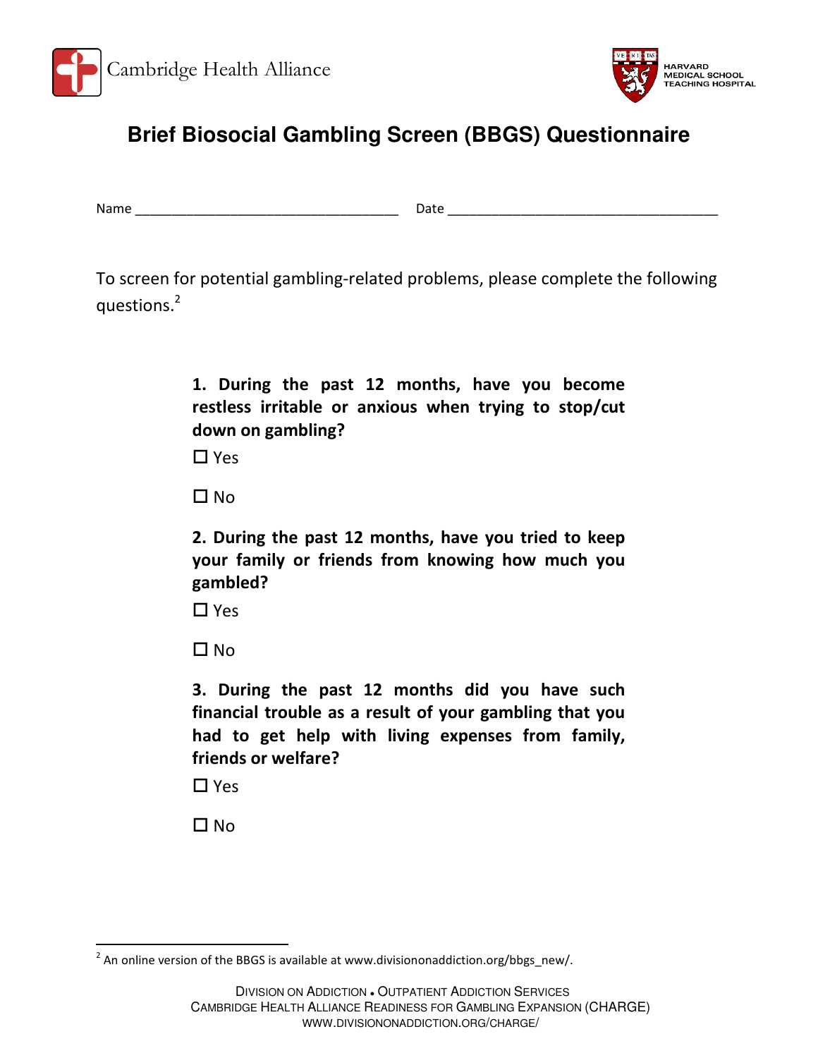Cambridge Health Alliance

HARVARD MEDICAL SCHOOL TEACHING HOSPITAL

# Brief Biosocial Gambling Screen (BBGS) Questionnaire

Name ____________________________________ Date ____________________________________

To screen for potential gambling-related problems, please complete the following questions.[2]

**1. During the past 12 months, have you become restless irritable or anxious when trying to stop/cut down on gambling?**

☐ Yes

☐ No

**2. During the past 12 months, have you tried to keep your family or friends from knowing how much you gambled?**

☐ Yes

☐ No

**3. During the past 12 months did you have such financial trouble as a result of your gambling that you had to get help with living expenses from family, friends or welfare?**

☐ Yes

☐ No

[2] An online version of the BBGS is available at www.divisiononaddiction.org/bbgs_new/.

DIVISION ON ADDICTION • OUTPATIENT ADDICTION SERVICES
CAMBRIDGE HEALTH ALLIANCE READINESS FOR GAMBLING EXPANSION (CHARGE)
WWW.DIVISIONONADDICTION.ORG/CHARGE/